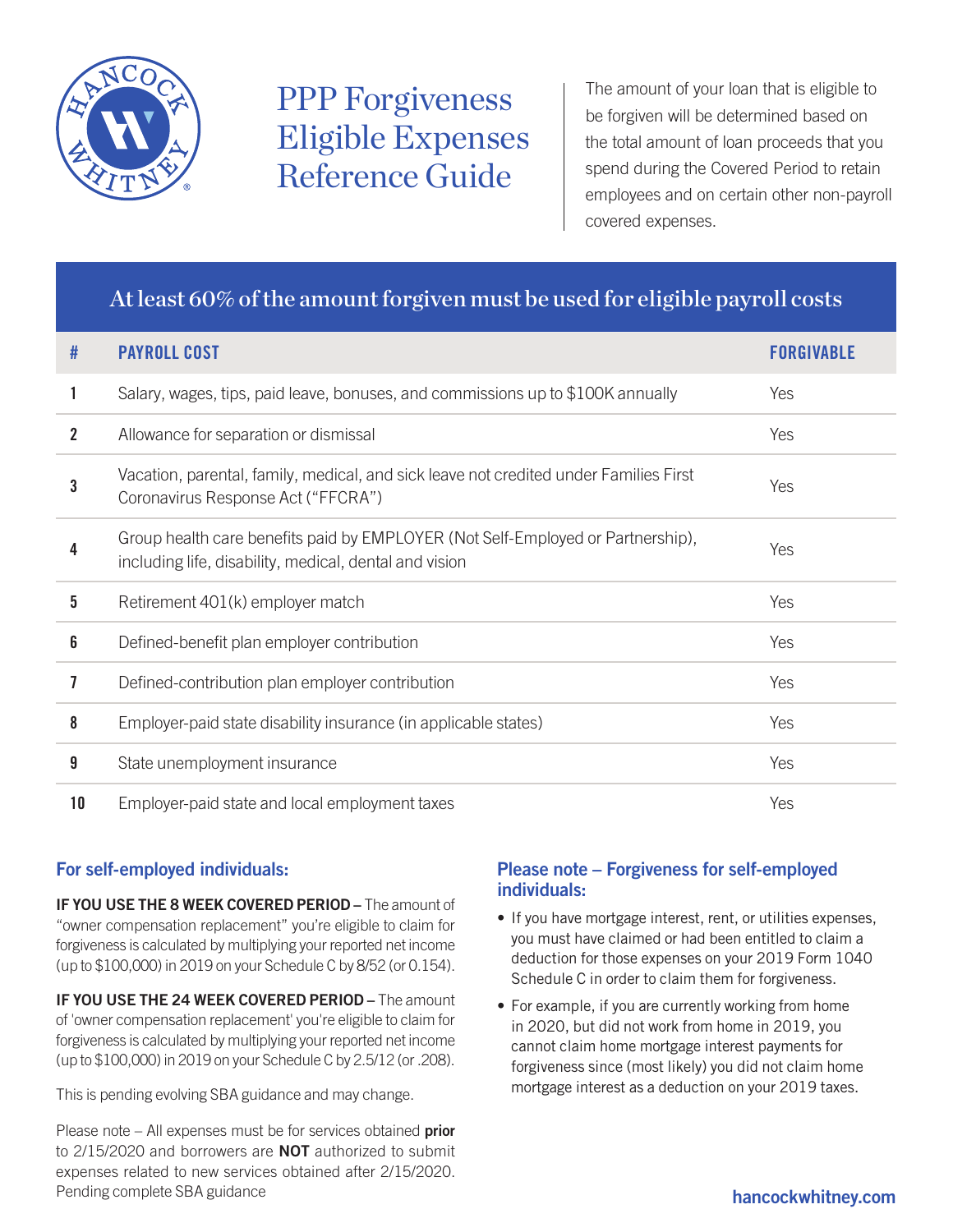# PPP Forgiveness Eligible Expenses Reference Guide

The amount of your loan that is eligible to be forgiven will be determined based on the total amount of loan proceeds that you spend during the Covered Period to retain employees and on certain other non-payroll covered expenses.

## At least 60% of the amount forgiven must be used for eligible payroll costs

| # | PAYROLL COST | FORGIVABLE |
|---|---|---|
| 1 | Salary, wages, tips, paid leave, bonuses, and commissions up to $100K annually | Yes |
| 2 | Allowance for separation or dismissal | Yes |
| 3 | Vacation, parental, family, medical, and sick leave not credited under Families First Coronavirus Response Act ("FFCRA") | Yes |
| 4 | Group health care benefits paid by EMPLOYER (Not Self-Employed or Partnership), including life, disability, medical, dental and vision | Yes |
| 5 | Retirement 401(k) employer match | Yes |
| 6 | Defined-benefit plan employer contribution | Yes |
| 7 | Defined-contribution plan employer contribution | Yes |
| 8 | Employer-paid state disability insurance (in applicable states) | Yes |
| 9 | State unemployment insurance | Yes |
| 10 | Employer-paid state and local employment taxes | Yes |

### For self-employed individuals:

**IF YOU USE THE 8 WEEK COVERED PERIOD –** The amount of "owner compensation replacement" you're eligible to claim for forgiveness is calculated by multiplying your reported net income (up to $100,000) in 2019 on your Schedule C by 8/52 (or 0.154).

**IF YOU USE THE 24 WEEK COVERED PERIOD –** The amount of 'owner compensation replacement' you're eligible to claim for forgiveness is calculated by multiplying your reported net income (up to $100,000) in 2019 on your Schedule C by 2.5/12 (or .208).

This is pending evolving SBA guidance and may change.

Please note – All expenses must be for services obtained **prior** to 2/15/2020 and borrowers are **NOT** authorized to submit expenses related to new services obtained after 2/15/2020. Pending complete SBA guidance

### Please note – Forgiveness for self-employed individuals:

- If you have mortgage interest, rent, or utilities expenses, you must have claimed or had been entitled to claim a deduction for those expenses on your 2019 Form 1040 Schedule C in order to claim them for forgiveness.
- For example, if you are currently working from home in 2020, but did not work from home in 2019, you cannot claim home mortgage interest payments for forgiveness since (most likely) you did not claim home mortgage interest as a deduction on your 2019 taxes.

hancockwhitney.com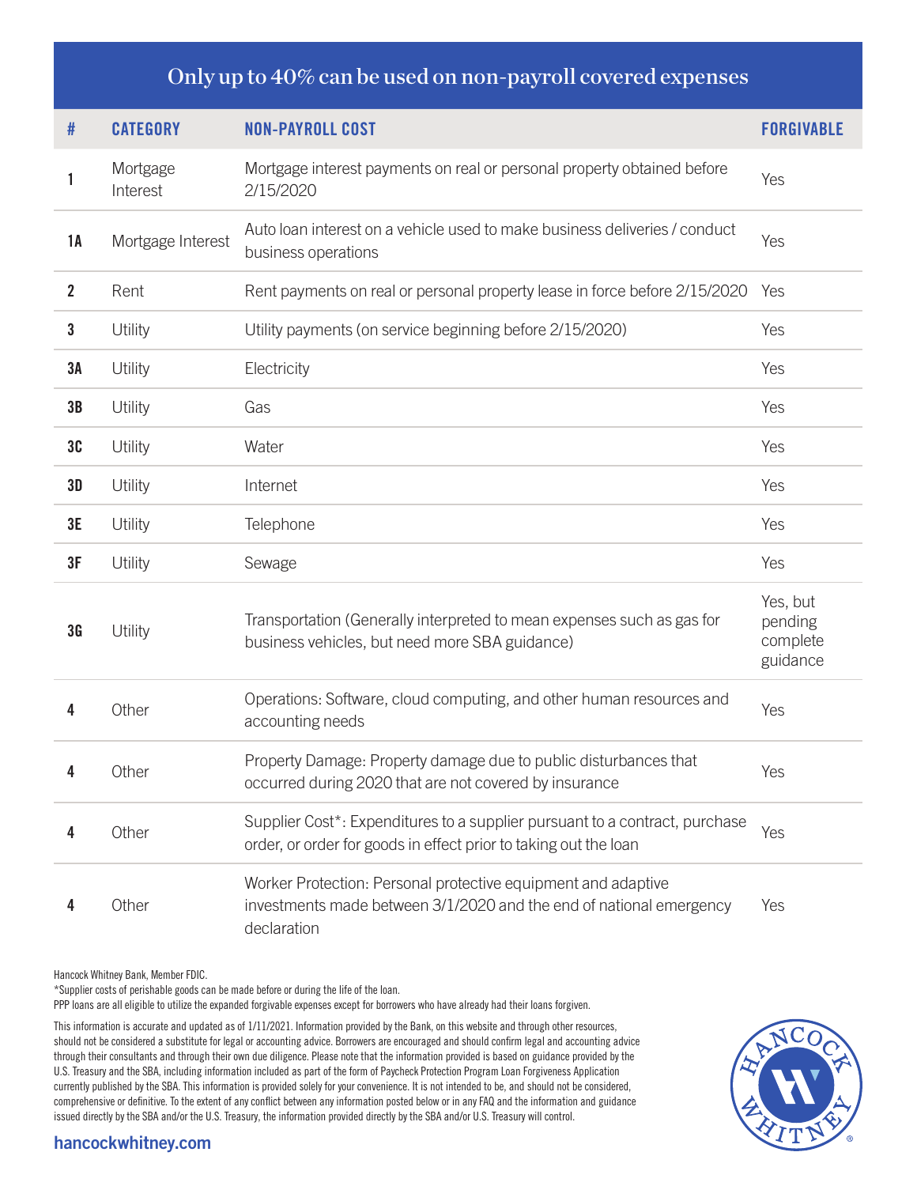## Only up to 40% can be used on non-payroll covered expenses

| # | CATEGORY | NON-PAYROLL COST | FORGIVABLE |
|---|---|---|---|
| 1 | Mortgage Interest | Mortgage interest payments on real or personal property obtained before 2/15/2020 | Yes |
| 1A | Mortgage Interest | Auto loan interest on a vehicle used to make business deliveries / conduct business operations | Yes |
| 2 | Rent | Rent payments on real or personal property lease in force before 2/15/2020 | Yes |
| 3 | Utility | Utility payments (on service beginning before 2/15/2020) | Yes |
| 3A | Utility | Electricity | Yes |
| 3B | Utility | Gas | Yes |
| 3C | Utility | Water | Yes |
| 3D | Utility | Internet | Yes |
| 3E | Utility | Telephone | Yes |
| 3F | Utility | Sewage | Yes |
| 3G | Utility | Transportation (Generally interpreted to mean expenses such as gas for business vehicles, but need more SBA guidance) | Yes, but pending complete guidance |
| 4 | Other | Operations: Software, cloud computing, and other human resources and accounting needs | Yes |
| 4 | Other | Property Damage: Property damage due to public disturbances that occurred during 2020 that are not covered by insurance | Yes |
| 4 | Other | Supplier Cost*: Expenditures to a supplier pursuant to a contract, purchase order, or order for goods in effect prior to taking out the loan | Yes |
| 4 | Other | Worker Protection: Personal protective equipment and adaptive investments made between 3/1/2020 and the end of national emergency declaration | Yes |

Hancock Whitney Bank, Member FDIC.

*Supplier costs of perishable goods can be made before or during the life of the loan.

PPP loans are all eligible to utilize the expanded forgivable expenses except for borrowers who have already had their loans forgiven.

This information is accurate and updated as of 1/11/2021. Information provided by the Bank, on this website and through other resources, should not be considered a substitute for legal or accounting advice. Borrowers are encouraged and should confirm legal and accounting advice through their consultants and through their own due diligence. Please note that the information provided is based on guidance provided by the U.S. Treasury and the SBA, including information included as part of the form of Paycheck Protection Program Loan Forgiveness Application currently published by the SBA. This information is provided solely for your convenience. It is not intended to be, and should not be considered, comprehensive or definitive. To the extent of any conflict between any information posted below or in any FAQ and the information and guidance issued directly by the SBA and/or the U.S. Treasury, the information provided directly by the SBA and/or U.S. Treasury will control.

hancockwhitney.com